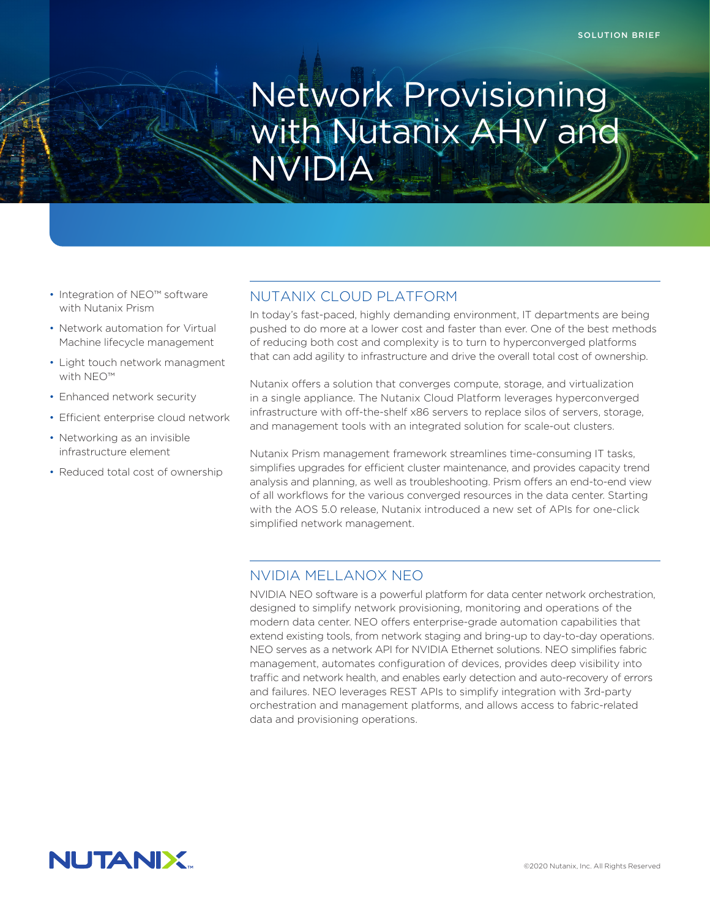SOLUTION BRIEF

# Network Provisioning with Nutanix AHV and NVIDIA

- Integration of NEO™ software with Nutanix Prism
- Network automation for Virtual Machine lifecycle management
- Light touch network managment with NEO™
- Enhanced network security
- Efficient enterprise cloud network
- Networking as an invisible infrastructure element
- Reduced total cost of ownership

## NUTANIX CLOUD PLATFORM

In today's fast-paced, highly demanding environment, IT departments are being pushed to do more at a lower cost and faster than ever. One of the best methods of reducing both cost and complexity is to turn to hyperconverged platforms that can add agility to infrastructure and drive the overall total cost of ownership.

Nutanix offers a solution that converges compute, storage, and virtualization in a single appliance. The Nutanix Cloud Platform leverages hyperconverged infrastructure with off-the-shelf x86 servers to replace silos of servers, storage, and management tools with an integrated solution for scale-out clusters.

Nutanix Prism management framework streamlines time-consuming IT tasks, simplifies upgrades for efficient cluster maintenance, and provides capacity trend analysis and planning, as well as troubleshooting. Prism offers an end-to-end view of all workflows for the various converged resources in the data center. Starting with the AOS 5.0 release, Nutanix introduced a new set of APIs for one-click simplified network management.

## NVIDIA MELLANOX NEO

NVIDIA NEO software is a powerful platform for data center network orchestration, designed to simplify network provisioning, monitoring and operations of the modern data center. NEO offers enterprise-grade automation capabilities that extend existing tools, from network staging and bring-up to day-to-day operations. NEO serves as a network API for NVIDIA Ethernet solutions. NEO simplifies fabric management, automates configuration of devices, provides deep visibility into traffic and network health, and enables early detection and auto-recovery of errors and failures. NEO leverages REST APIs to simplify integration with 3rd-party orchestration and management platforms, and allows access to fabric-related data and provisioning operations.

©2020 Nutanix, Inc. All Rights Reserved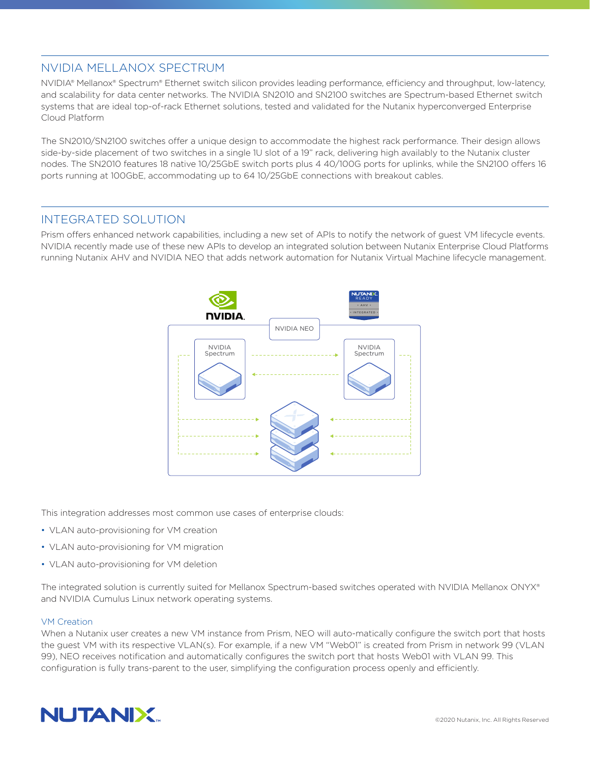## NVIDIA MELLANOX SPECTRUM

NVIDIA® Mellanox® Spectrum® Ethernet switch silicon provides leading performance, efficiency and throughput, low-latency, and scalability for data center networks. The NVIDIA SN2010 and SN2100 switches are Spectrum-based Ethernet switch systems that are ideal top-of-rack Ethernet solutions, tested and validated for the Nutanix hyperconverged Enterprise Cloud Platform

The SN2010/SN2100 switches offer a unique design to accommodate the highest rack performance. Their design allows side-by-side placement of two switches in a single 1U slot of a 19" rack, delivering high availably to the Nutanix cluster nodes. The SN2010 features 18 native 10/25GbE switch ports plus 4 40/100G ports for uplinks, while the SN2100 offers 16 ports running at 100GbE, accommodating up to 64 10/25GbE connections with breakout cables.

## INTEGRATED SOLUTION

Prism offers enhanced network capabilities, including a new set of APIs to notify the network of guest VM lifecycle events. NVIDIA recently made use of these new APIs to develop an integrated solution between Nutanix Enterprise Cloud Platforms running Nutanix AHV and NVIDIA NEO that adds network automation for Nutanix Virtual Machine lifecycle management.

This integration addresses most common use cases of enterprise clouds:

- VLAN auto-provisioning for VM creation
- VLAN auto-provisioning for VM migration
- VLAN auto-provisioning for VM deletion

The integrated solution is currently suited for Mellanox Spectrum-based switches operated with NVIDIA Mellanox ONYX® and NVIDIA Cumulus Linux network operating systems.

### VM Creation

When a Nutanix user creates a new VM instance from Prism, NEO will auto-matically configure the switch port that hosts the guest VM with its respective VLAN(s). For example, if a new VM "Web01" is created from Prism in network 99 (VLAN 99), NEO receives notification and automatically configures the switch port that hosts Web01 with VLAN 99. This configuration is fully trans-parent to the user, simplifying the configuration process openly and efficiently.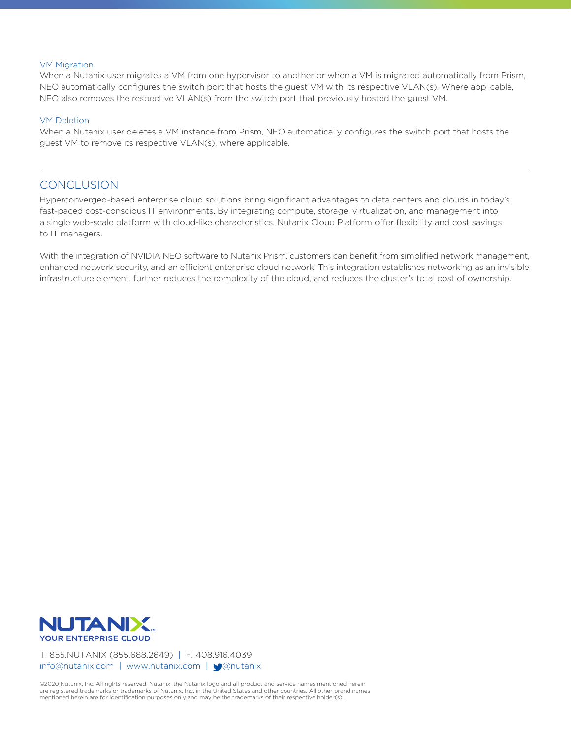### VM Migration

When a Nutanix user migrates a VM from one hypervisor to another or when a VM is migrated automatically from Prism, NEO automatically configures the switch port that hosts the guest VM with its respective VLAN(s). Where applicable, NEO also removes the respective VLAN(s) from the switch port that previously hosted the guest VM.

### VM Deletion

When a Nutanix user deletes a VM instance from Prism, NEO automatically configures the switch port that hosts the guest VM to remove its respective VLAN(s), where applicable.

## CONCLUSION

Hyperconverged-based enterprise cloud solutions bring significant advantages to data centers and clouds in today's fast-paced cost-conscious IT environments. By integrating compute, storage, virtualization, and management into a single web-scale platform with cloud-like characteristics, Nutanix Cloud Platform offer flexibility and cost savings to IT managers.

With the integration of NVIDIA NEO software to Nutanix Prism, customers can benefit from simplified network management, enhanced network security, and an efficient enterprise cloud network. This integration establishes networking as an invisible infrastructure element, further reduces the complexity of the cloud, and reduces the cluster's total cost of ownership.

NUTANIX™
YOUR ENTERPRISE CLOUD

T. 855.NUTANIX (855.688.2649) | F. 408.916.4039
info@nutanix.com | www.nutanix.com | @nutanix

©2020 Nutanix, Inc. All rights reserved. Nutanix, the Nutanix logo and all product and service names mentioned herein are registered trademarks or trademarks of Nutanix, Inc. in the United States and other countries. All other brand names mentioned herein are for identification purposes only and may be the trademarks of their respective holder(s).